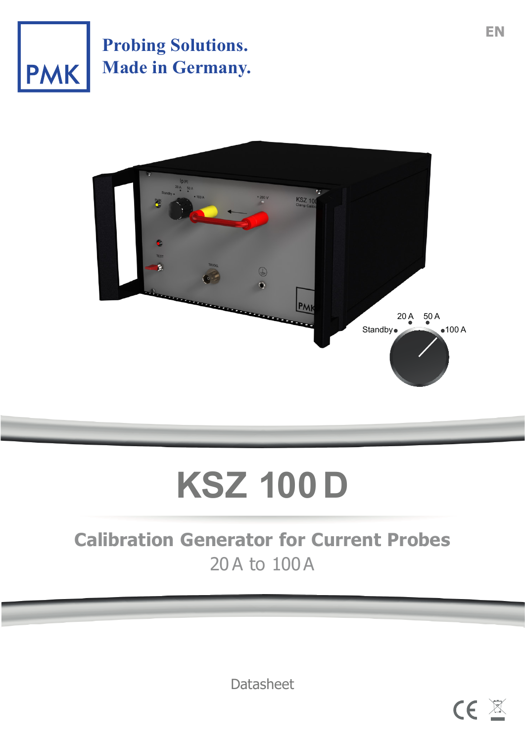EN

PMK

Probing Solutions.
Made in Germany.

# KSZ 100 D

## Calibration Generator for Current Probes

20 A to 100 A

Datasheet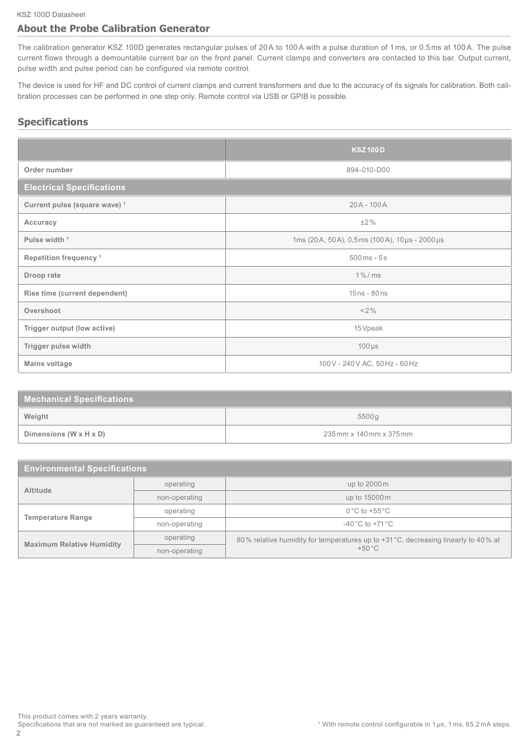## About the Probe Calibration Generator

The calibration generator KSZ 100D generates rectangular pulses of 20 A to 100 A with a pulse duration of 1 ms, or 0.5 ms at 100 A. The pulse current flows through a demountable current bar on the front panel. Current clamps and converters are contacted to this bar. Output current, pulse width and pulse period can be configured via remote control.

The device is used for HF and DC control of current clamps and current transformers and due to the accuracy of its signals for calibration. Both calibration processes can be performed in one step only. Remote control via USB or GPIB is possible.

## Specifications

| | KSZ 100D |
|---|---|
| Order number | 894-010-D00 |
| **Electrical Specifications** | |
| Current pulse (square wave) [1] | 20 A - 100 A |
| Accuracy | ±2 % |
| Pulse width [1] | 1ms (20 A, 50 A), 0,5 ms (100 A), 10 µs - 2000 µs |
| Repetition frequency [1] | 500 ms - 5 s |
| Droop rate | 1 % / ms |
| Rise time (current dependent) | 15 ns - 80 ns |
| Overshoot | < 2 % |
| Trigger output (low active) | 15 Vpeak |
| Trigger pulse width | 100 µs |
| Mains voltage | 100 V - 240 V AC, 50 Hz - 60 Hz |

| Mechanical Specifications | |
|---|---|
| Weight | 5500 g |
| Dimensions (W x H x D) | 235 mm x 140 mm x 375 mm |

| Environmental Specifications | | |
|---|---|---|
| Altitude | operating | up to 2000 m |
| | non-operating | up to 15000 m |
| Temperature Range | operating | 0 °C to +55 °C |
| | non-operating | -40 °C to +71 °C |
| Maximum Relative Humidity | operating | 80 % relative humidity for temperatures up to +31 °C, decreasing linearly to 40 % at +50 °C |
| | non-operating | |

This product comes with 2 years warranty.
Specifications that are not marked as guaranteed are typical.

[1] With remote control configurable in 1 µs, 1 ms, 65.2 mA steps.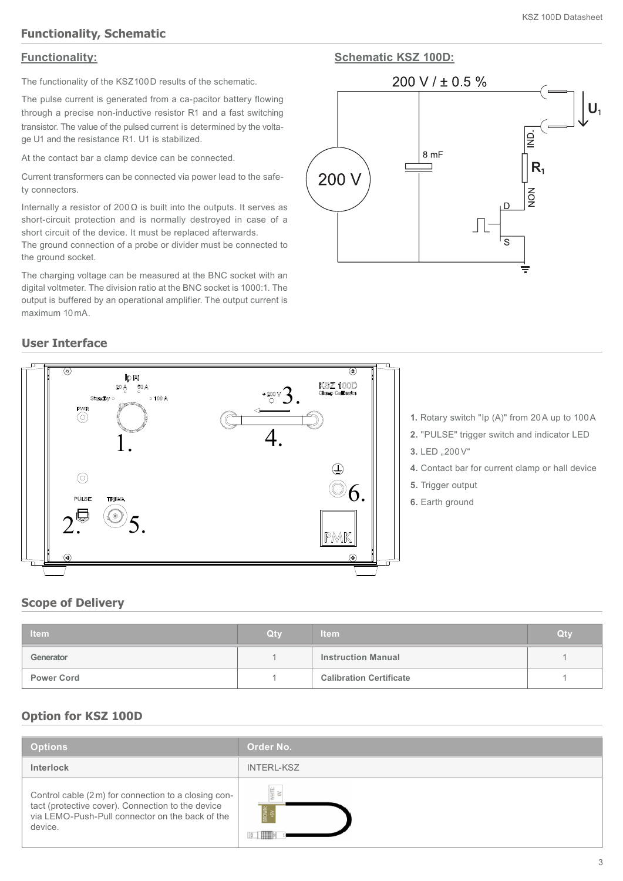## Functionality, Schematic

### Functionality:

The functionality of the KSZ100D results of the schematic.

The pulse current is generated from a ca-pacitor battery flowing through a precise non-inductive resistor R1 and a fast switching transistor. The value of the pulsed current is determined by the voltage U1 and the resistance R1. U1 is stabilized.

At the contact bar a clamp device can be connected.

Current transformers can be connected via power lead to the safety connectors.

Internally a resistor of 200 Ω is built into the outputs. It serves as short-circuit protection and is normally destroyed in case of a short circuit of the device. It must be replaced afterwards.
The ground connection of a probe or divider must be connected to the ground socket.

The charging voltage can be measured at the BNC socket with an digital voltmeter. The division ratio at the BNC socket is 1000:1. The output is buffered by an operational amplifier. The output current is maximum 10 mA.

### Schematic KSZ 100D:

200 V / ± 0.5 %

200 V

8 mF

$U_1$

IND.

$R_1$

NON

D

S

## User Interface

1. Rotary switch "Ip (A)" from 20 A up to 100 A
2. "PULSE" trigger switch and indicator LED
3. LED „200 V“
4. Contact bar for current clamp or hall device
5. Trigger output
6. Earth ground

## Scope of Delivery

| Item | Qty | Item | Qty |
|---|---|---|---|
| Generator | 1 | Instruction Manual | 1 |
| Power Cord | 1 | Calibration Certificate | 1 |

## Option for KSZ 100D

| Options | Order No. |
|---|---|
| **Interlock** | INTERL-KSZ |
| Control cable (2 m) for connection to a closing contact (protective cover). Connection to the device via LEMO-Push-Pull connector on the back of the device. | |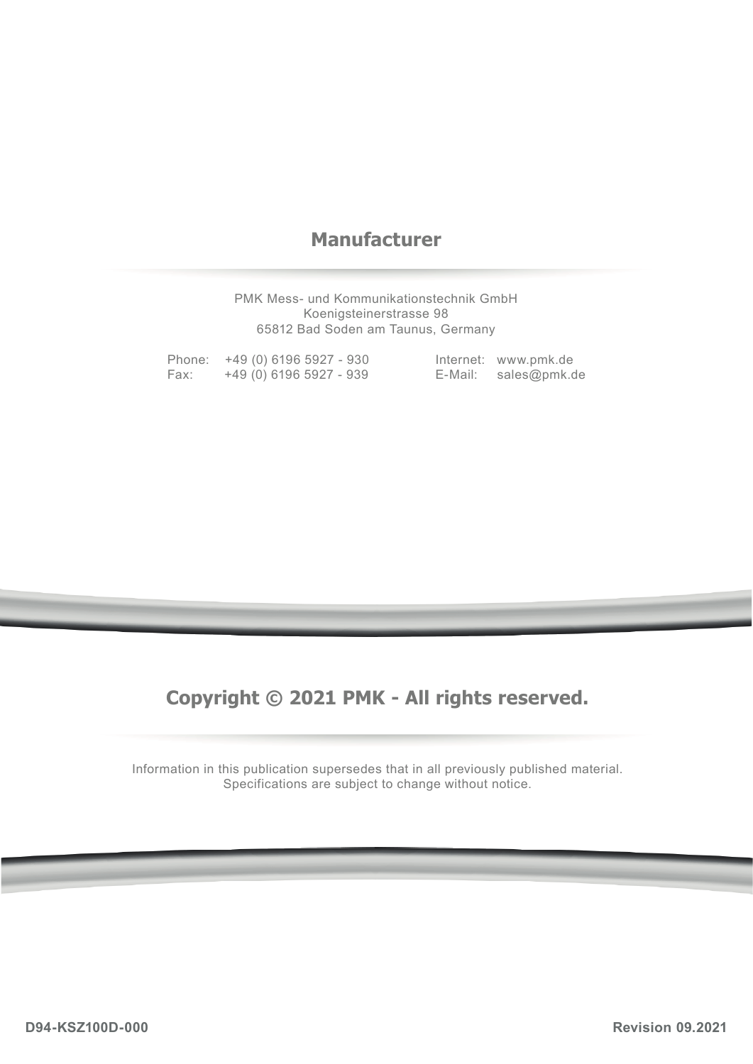## Manufacturer

PMK Mess- und Kommunikationstechnik GmbH
Koenigsteinerstrasse 98
65812 Bad Soden am Taunus, Germany

Phone: +49 (0) 6196 5927 - 930
Fax: +49 (0) 6196 5927 - 939

Internet: www.pmk.de
E-Mail: sales@pmk.de

## Copyright © 2021 PMK - All rights reserved.

Information in this publication supersedes that in all previously published material.
Specifications are subject to change without notice.

D94-KSZ100D-000

Revision 09.2021